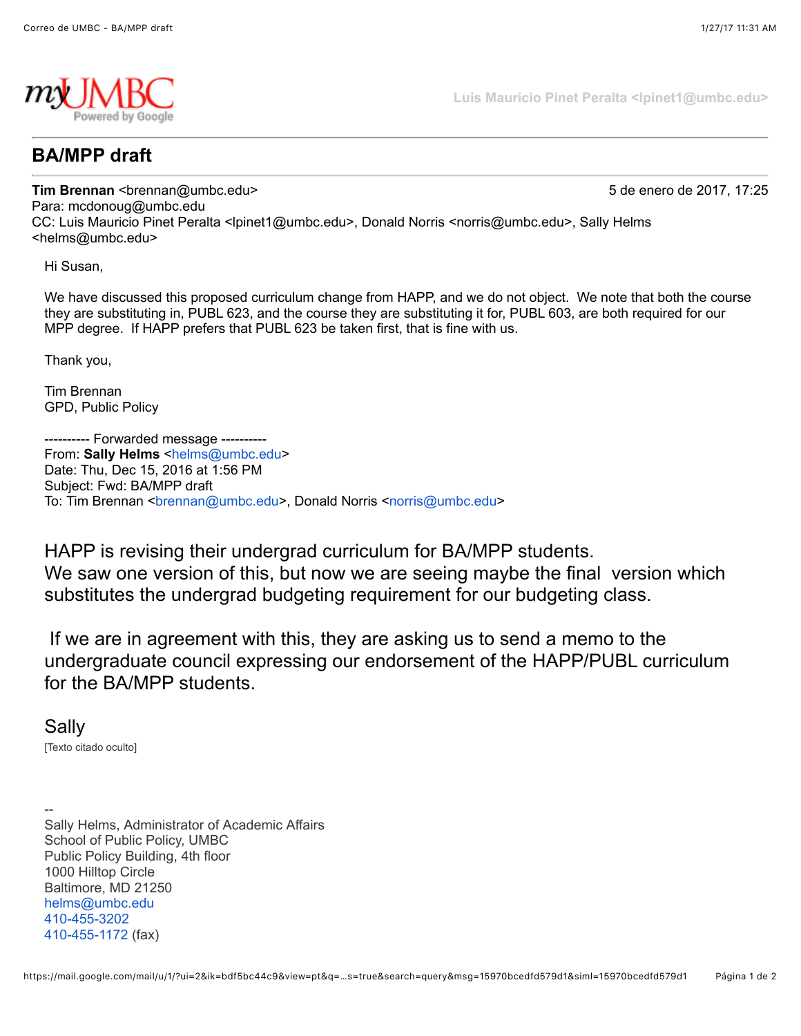myUMBC
Powered by Google

Luis Mauricio Pinet Peralta <lpinet1@umbc.edu>

# BA/MPP draft

**Tim Brennan** <brennan@umbc.edu> — 5 de enero de 2017, 17:25
Para: mcdonoug@umbc.edu
CC: Luis Mauricio Pinet Peralta <lpinet1@umbc.edu>, Donald Norris <norris@umbc.edu>, Sally Helms <helms@umbc.edu>

Hi Susan,

We have discussed this proposed curriculum change from HAPP, and we do not object. We note that both the course they are substituting in, PUBL 623, and the course they are substituting it for, PUBL 603, are both required for our MPP degree. If HAPP prefers that PUBL 623 be taken first, that is fine with us.

Thank you,

Tim Brennan
GPD, Public Policy

---------- Forwarded message ----------
From: **Sally Helms** <helms@umbc.edu>
Date: Thu, Dec 15, 2016 at 1:56 PM
Subject: Fwd: BA/MPP draft
To: Tim Brennan <brennan@umbc.edu>, Donald Norris <norris@umbc.edu>

HAPP is revising their undergrad curriculum for BA/MPP students.
We saw one version of this, but now we are seeing maybe the final version which substitutes the undergrad budgeting requirement for our budgeting class.

If we are in agreement with this, they are asking us to send a memo to the undergraduate council expressing our endorsement of the HAPP/PUBL curriculum for the BA/MPP students.

Sally

[Texto citado oculto]

--
Sally Helms, Administrator of Academic Affairs
School of Public Policy, UMBC
Public Policy Building, 4th floor
1000 Hilltop Circle
Baltimore, MD 21250
helms@umbc.edu
410-455-3202
410-455-1172 (fax)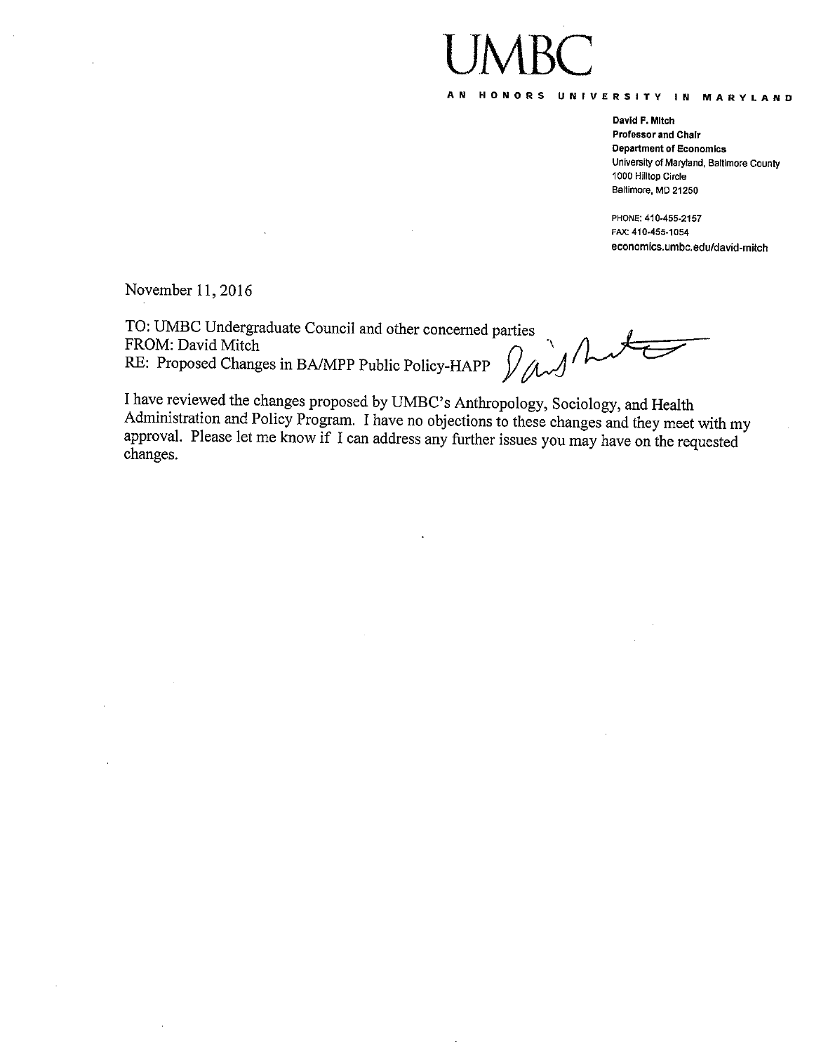# UMBC

AN HONORS UNIVERSITY IN MARYLAND

**David F. Mitch**
**Professor and Chair**
**Department of Economics**
University of Maryland, Baltimore County
1000 Hilltop Circle
Baltimore, MD 21250

PHONE: 410-455-2157
FAX: 410-455-1054
economics.umbc.edu/david-mitch

November 11, 2016

TO: UMBC Undergraduate Council and other concerned parties
FROM: David Mitch
RE: Proposed Changes in BA/MPP Public Policy-HAPP

I have reviewed the changes proposed by UMBC's Anthropology, Sociology, and Health Administration and Policy Program. I have no objections to these changes and they meet with my approval. Please let me know if I can address any further issues you may have on the requested changes.